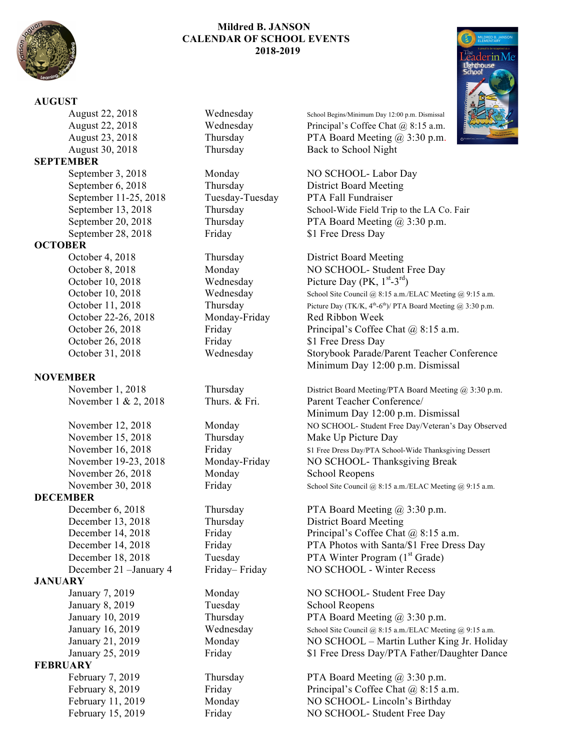# Mildred B. JANSON
## CALENDAR OF SCHOOL EVENTS
## 2018-2019

### AUGUST

| | | |
|---|---|---|
| August 22, 2018 | Wednesday | School Begins/Minimum Day 12:00 p.m. Dismissal |
| August 22, 2018 | Wednesday | Principal's Coffee Chat @ 8:15 a.m. |
| August 23, 2018 | Thursday | PTA Board Meeting @ 3:30 p.m. |
| August 30, 2018 | Thursday | Back to School Night |

### SEPTEMBER

| | | |
|---|---|---|
| September 3, 2018 | Monday | NO SCHOOL- Labor Day |
| September 6, 2018 | Thursday | District Board Meeting |
| September 11-25, 2018 | Tuesday-Tuesday | PTA Fall Fundraiser |
| September 13, 2018 | Thursday | School-Wide Field Trip to the LA Co. Fair |
| September 20, 2018 | Thursday | PTA Board Meeting @ 3:30 p.m. |
| September 28, 2018 | Friday | $1 Free Dress Day |

### OCTOBER

| | | |
|---|---|---|
| October 4, 2018 | Thursday | District Board Meeting |
| October 8, 2018 | Monday | NO SCHOOL- Student Free Day |
| October 10, 2018 | Wednesday | Picture Day (PK, 1st-3rd) |
| October 10, 2018 | Wednesday | School Site Council @ 8:15 a.m./ELAC Meeting @ 9:15 a.m. |
| October 11, 2018 | Thursday | Picture Day (TK/K, 4th-6th)/ PTA Board Meeting @ 3:30 p.m. |
| October 22-26, 2018 | Monday-Friday | Red Ribbon Week |
| October 26, 2018 | Friday | Principal's Coffee Chat @ 8:15 a.m. |
| October 26, 2018 | Friday | $1 Free Dress Day |
| October 31, 2018 | Wednesday | Storybook Parade/Parent Teacher Conference Minimum Day 12:00 p.m. Dismissal |

### NOVEMBER

| | | |
|---|---|---|
| November 1, 2018 | Thursday | District Board Meeting/PTA Board Meeting @ 3:30 p.m. |
| November 1 & 2, 2018 | Thurs. & Fri. | Parent Teacher Conference/ Minimum Day 12:00 p.m. Dismissal |
| November 12, 2018 | Monday | NO SCHOOL- Student Free Day/Veteran's Day Observed |
| November 15, 2018 | Thursday | Make Up Picture Day |
| November 16, 2018 | Friday | $1 Free Dress Day/PTA School-Wide Thanksgiving Dessert |
| November 19-23, 2018 | Monday-Friday | NO SCHOOL- Thanksgiving Break |
| November 26, 2018 | Monday | School Reopens |
| November 30, 2018 | Friday | School Site Council @ 8:15 a.m./ELAC Meeting @ 9:15 a.m. |

### DECEMBER

| | | |
|---|---|---|
| December 6, 2018 | Thursday | PTA Board Meeting @ 3:30 p.m. |
| December 13, 2018 | Thursday | District Board Meeting |
| December 14, 2018 | Friday | Principal's Coffee Chat @ 8:15 a.m. |
| December 14, 2018 | Friday | PTA Photos with Santa/$1 Free Dress Day |
| December 18, 2018 | Tuesday | PTA Winter Program (1st Grade) |
| December 21 –January 4 | Friday– Friday | NO SCHOOL - Winter Recess |

### JANUARY

| | | |
|---|---|---|
| January 7, 2019 | Monday | NO SCHOOL- Student Free Day |
| January 8, 2019 | Tuesday | School Reopens |
| January 10, 2019 | Thursday | PTA Board Meeting @ 3:30 p.m. |
| January 16, 2019 | Wednesday | School Site Council @ 8:15 a.m./ELAC Meeting @ 9:15 a.m. |
| January 21, 2019 | Monday | NO SCHOOL – Martin Luther King Jr. Holiday |
| January 25, 2019 | Friday | $1 Free Dress Day/PTA Father/Daughter Dance |

### FEBRUARY

| | | |
|---|---|---|
| February 7, 2019 | Thursday | PTA Board Meeting @ 3:30 p.m. |
| February 8, 2019 | Friday | Principal's Coffee Chat @ 8:15 a.m. |
| February 11, 2019 | Monday | NO SCHOOL- Lincoln's Birthday |
| February 15, 2019 | Friday | NO SCHOOL- Student Free Day |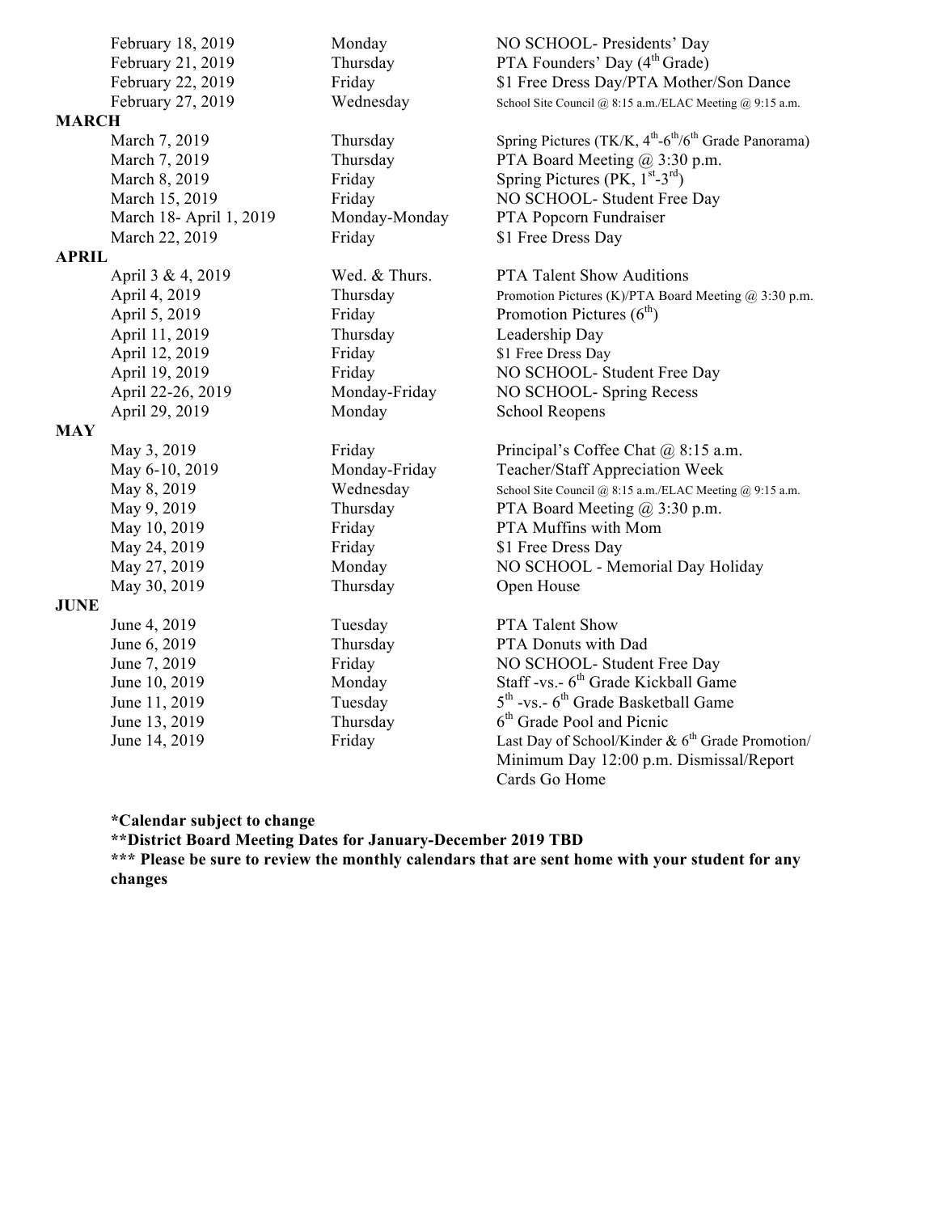| | | |
|---|---|---|
| February 18, 2019 | Monday | NO SCHOOL- Presidents' Day |
| February 21, 2019 | Thursday | PTA Founders' Day (4th Grade) |
| February 22, 2019 | Friday | $1 Free Dress Day/PTA Mother/Son Dance |
| February 27, 2019 | Wednesday | School Site Council @ 8:15 a.m./ELAC Meeting @ 9:15 a.m. |
| **MARCH** | | |
| March 7, 2019 | Thursday | Spring Pictures (TK/K, 4th-6th/6th Grade Panorama) |
| March 7, 2019 | Thursday | PTA Board Meeting @ 3:30 p.m. |
| March 8, 2019 | Friday | Spring Pictures (PK, 1st-3rd) |
| March 15, 2019 | Friday | NO SCHOOL- Student Free Day |
| March 18- April 1, 2019 | Monday-Monday | PTA Popcorn Fundraiser |
| March 22, 2019 | Friday | $1 Free Dress Day |
| **APRIL** | | |
| April 3 & 4, 2019 | Wed. & Thurs. | PTA Talent Show Auditions |
| April 4, 2019 | Thursday | Promotion Pictures (K)/PTA Board Meeting @ 3:30 p.m. |
| April 5, 2019 | Friday | Promotion Pictures (6th) |
| April 11, 2019 | Thursday | Leadership Day |
| April 12, 2019 | Friday | $1 Free Dress Day |
| April 19, 2019 | Friday | NO SCHOOL- Student Free Day |
| April 22-26, 2019 | Monday-Friday | NO SCHOOL- Spring Recess |
| April 29, 2019 | Monday | School Reopens |
| **MAY** | | |
| May 3, 2019 | Friday | Principal's Coffee Chat @ 8:15 a.m. |
| May 6-10, 2019 | Monday-Friday | Teacher/Staff Appreciation Week |
| May 8, 2019 | Wednesday | School Site Council @ 8:15 a.m./ELAC Meeting @ 9:15 a.m. |
| May 9, 2019 | Thursday | PTA Board Meeting @ 3:30 p.m. |
| May 10, 2019 | Friday | PTA Muffins with Mom |
| May 24, 2019 | Friday | $1 Free Dress Day |
| May 27, 2019 | Monday | NO SCHOOL - Memorial Day Holiday |
| May 30, 2019 | Thursday | Open House |
| **JUNE** | | |
| June 4, 2019 | Tuesday | PTA Talent Show |
| June 6, 2019 | Thursday | PTA Donuts with Dad |
| June 7, 2019 | Friday | NO SCHOOL- Student Free Day |
| June 10, 2019 | Monday | Staff -vs.- 6th Grade Kickball Game |
| June 11, 2019 | Tuesday | 5th -vs.- 6th Grade Basketball Game |
| June 13, 2019 | Thursday | 6th Grade Pool and Picnic |
| June 14, 2019 | Friday | Last Day of School/Kinder & 6th Grade Promotion/ Minimum Day 12:00 p.m. Dismissal/Report Cards Go Home |

**\*Calendar subject to change**

**\*\*District Board Meeting Dates for January-December 2019 TBD**

**\*\*\* Please be sure to review the monthly calendars that are sent home with your student for any changes**